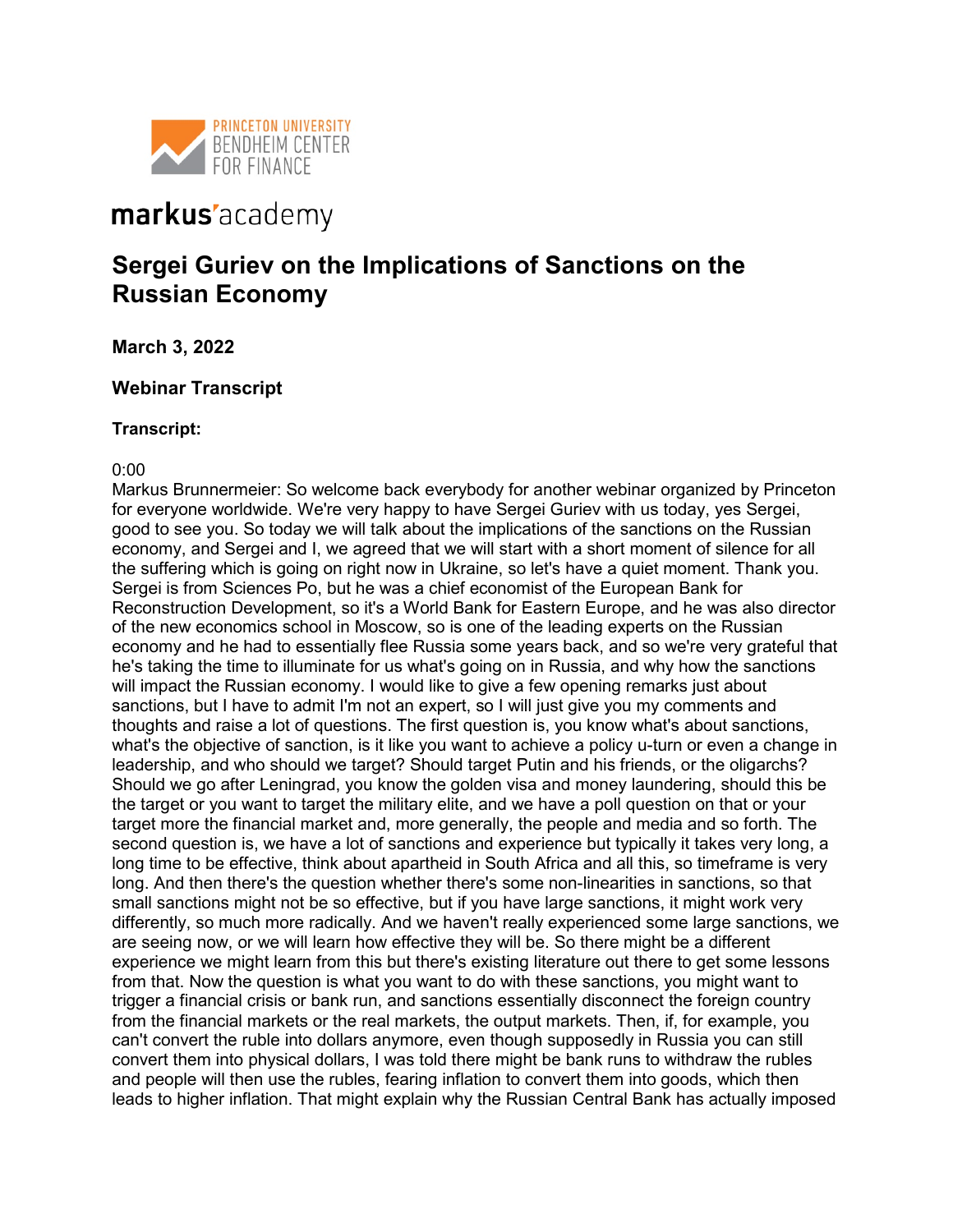PRINCETON UNIVERSITY
BENDHEIM CENTER
FOR FINANCE

markus'academy

# Sergei Guriev on the Implications of Sanctions on the Russian Economy

**March 3, 2022**

**Webinar Transcript**

**Transcript:**

0:00
Markus Brunnermeier: So welcome back everybody for another webinar organized by Princeton for everyone worldwide. We're very happy to have Sergei Guriev with us today, yes Sergei, good to see you. So today we will talk about the implications of the sanctions on the Russian economy, and Sergei and I, we agreed that we will start with a short moment of silence for all the suffering which is going on right now in Ukraine, so let's have a quiet moment. Thank you. Sergei is from Sciences Po, but he was a chief economist of the European Bank for Reconstruction Development, so it's a World Bank for Eastern Europe, and he was also director of the new economics school in Moscow, so is one of the leading experts on the Russian economy and he had to essentially flee Russia some years back, and so we're very grateful that he's taking the time to illuminate for us what's going on in Russia, and why how the sanctions will impact the Russian economy. I would like to give a few opening remarks just about sanctions, but I have to admit I'm not an expert, so I will just give you my comments and thoughts and raise a lot of questions. The first question is, you know what's about sanctions, what's the objective of sanction, is it like you want to achieve a policy u-turn or even a change in leadership, and who should we target? Should target Putin and his friends, or the oligarchs? Should we go after Leningrad, you know the golden visa and money laundering, should this be the target or you want to target the military elite, and we have a poll question on that or your target more the financial market and, more generally, the people and media and so forth. The second question is, we have a lot of sanctions and experience but typically it takes very long, a long time to be effective, think about apartheid in South Africa and all this, so timeframe is very long. And then there's the question whether there's some non-linearities in sanctions, so that small sanctions might not be so effective, but if you have large sanctions, it might work very differently, so much more radically. And we haven't really experienced some large sanctions, we are seeing now, or we will learn how effective they will be. So there might be a different experience we might learn from this but there's existing literature out there to get some lessons from that. Now the question is what you want to do with these sanctions, you might want to trigger a financial crisis or bank run, and sanctions essentially disconnect the foreign country from the financial markets or the real markets, the output markets. Then, if, for example, you can't convert the ruble into dollars anymore, even though supposedly in Russia you can still convert them into physical dollars, I was told there might be bank runs to withdraw the rubles and people will then use the rubles, fearing inflation to convert them into goods, which then leads to higher inflation. That might explain why the Russian Central Bank has actually imposed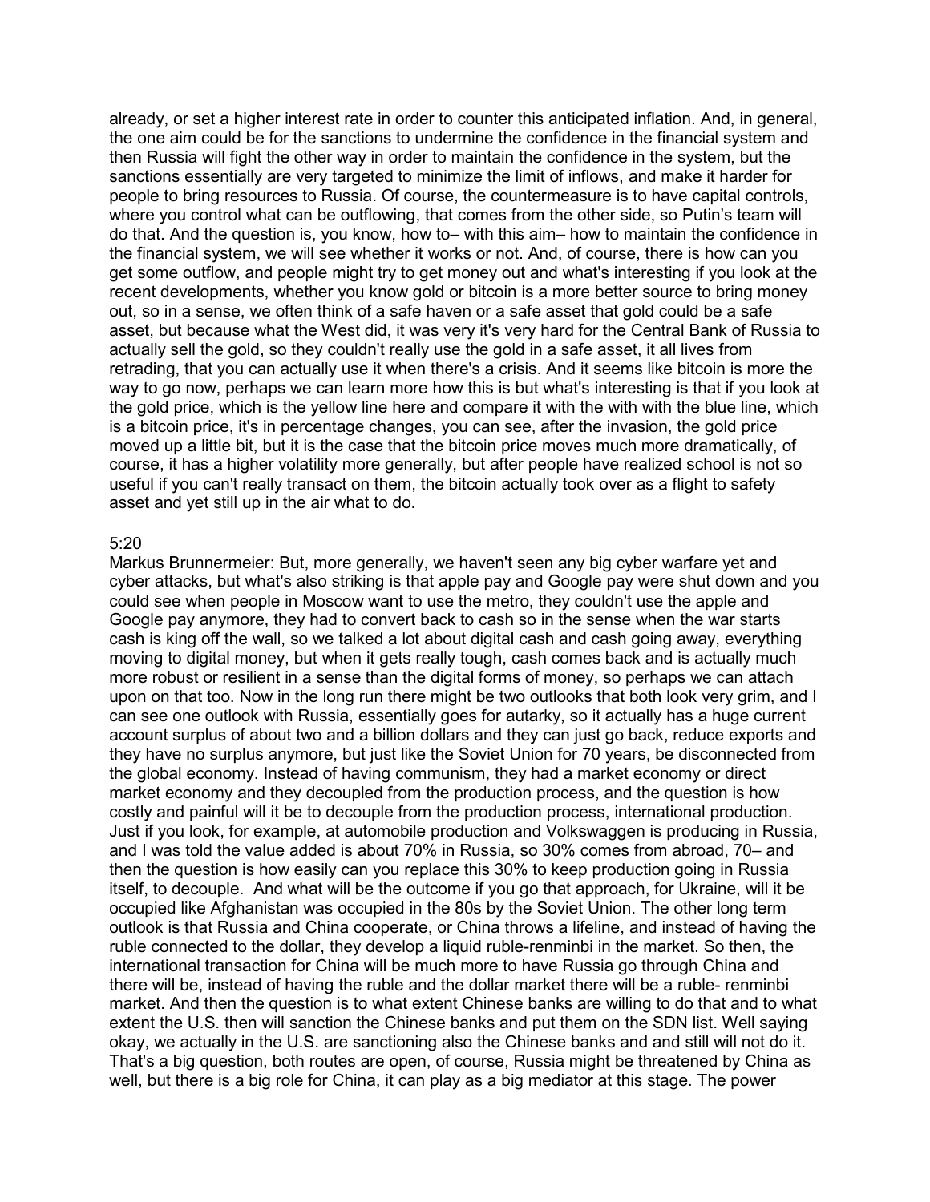already, or set a higher interest rate in order to counter this anticipated inflation. And, in general, the one aim could be for the sanctions to undermine the confidence in the financial system and then Russia will fight the other way in order to maintain the confidence in the system, but the sanctions essentially are very targeted to minimize the limit of inflows, and make it harder for people to bring resources to Russia. Of course, the countermeasure is to have capital controls, where you control what can be outflowing, that comes from the other side, so Putin's team will do that. And the question is, you know, how to– with this aim– how to maintain the confidence in the financial system, we will see whether it works or not. And, of course, there is how can you get some outflow, and people might try to get money out and what's interesting if you look at the recent developments, whether you know gold or bitcoin is a more better source to bring money out, so in a sense, we often think of a safe haven or a safe asset that gold could be a safe asset, but because what the West did, it was very it's very hard for the Central Bank of Russia to actually sell the gold, so they couldn't really use the gold in a safe asset, it all lives from retrading, that you can actually use it when there's a crisis. And it seems like bitcoin is more the way to go now, perhaps we can learn more how this is but what's interesting is that if you look at the gold price, which is the yellow line here and compare it with the with with the blue line, which is a bitcoin price, it's in percentage changes, you can see, after the invasion, the gold price moved up a little bit, but it is the case that the bitcoin price moves much more dramatically, of course, it has a higher volatility more generally, but after people have realized school is not so useful if you can't really transact on them, the bitcoin actually took over as a flight to safety asset and yet still up in the air what to do.

5:20

Markus Brunnermeier: But, more generally, we haven't seen any big cyber warfare yet and cyber attacks, but what's also striking is that apple pay and Google pay were shut down and you could see when people in Moscow want to use the metro, they couldn't use the apple and Google pay anymore, they had to convert back to cash so in the sense when the war starts cash is king off the wall, so we talked a lot about digital cash and cash going away, everything moving to digital money, but when it gets really tough, cash comes back and is actually much more robust or resilient in a sense than the digital forms of money, so perhaps we can attach upon on that too. Now in the long run there might be two outlooks that both look very grim, and I can see one outlook with Russia, essentially goes for autarky, so it actually has a huge current account surplus of about two and a billion dollars and they can just go back, reduce exports and they have no surplus anymore, but just like the Soviet Union for 70 years, be disconnected from the global economy. Instead of having communism, they had a market economy or direct market economy and they decoupled from the production process, and the question is how costly and painful will it be to decouple from the production process, international production. Just if you look, for example, at automobile production and Volkswaggen is producing in Russia, and I was told the value added is about 70% in Russia, so 30% comes from abroad, 70– and then the question is how easily can you replace this 30% to keep production going in Russia itself, to decouple. And what will be the outcome if you go that approach, for Ukraine, will it be occupied like Afghanistan was occupied in the 80s by the Soviet Union. The other long term outlook is that Russia and China cooperate, or China throws a lifeline, and instead of having the ruble connected to the dollar, they develop a liquid ruble-renminbi in the market. So then, the international transaction for China will be much more to have Russia go through China and there will be, instead of having the ruble and the dollar market there will be a ruble- renminbi market. And then the question is to what extent Chinese banks are willing to do that and to what extent the U.S. then will sanction the Chinese banks and put them on the SDN list. Well saying okay, we actually in the U.S. are sanctioning also the Chinese banks and and still will not do it. That's a big question, both routes are open, of course, Russia might be threatened by China as well, but there is a big role for China, it can play as a big mediator at this stage. The power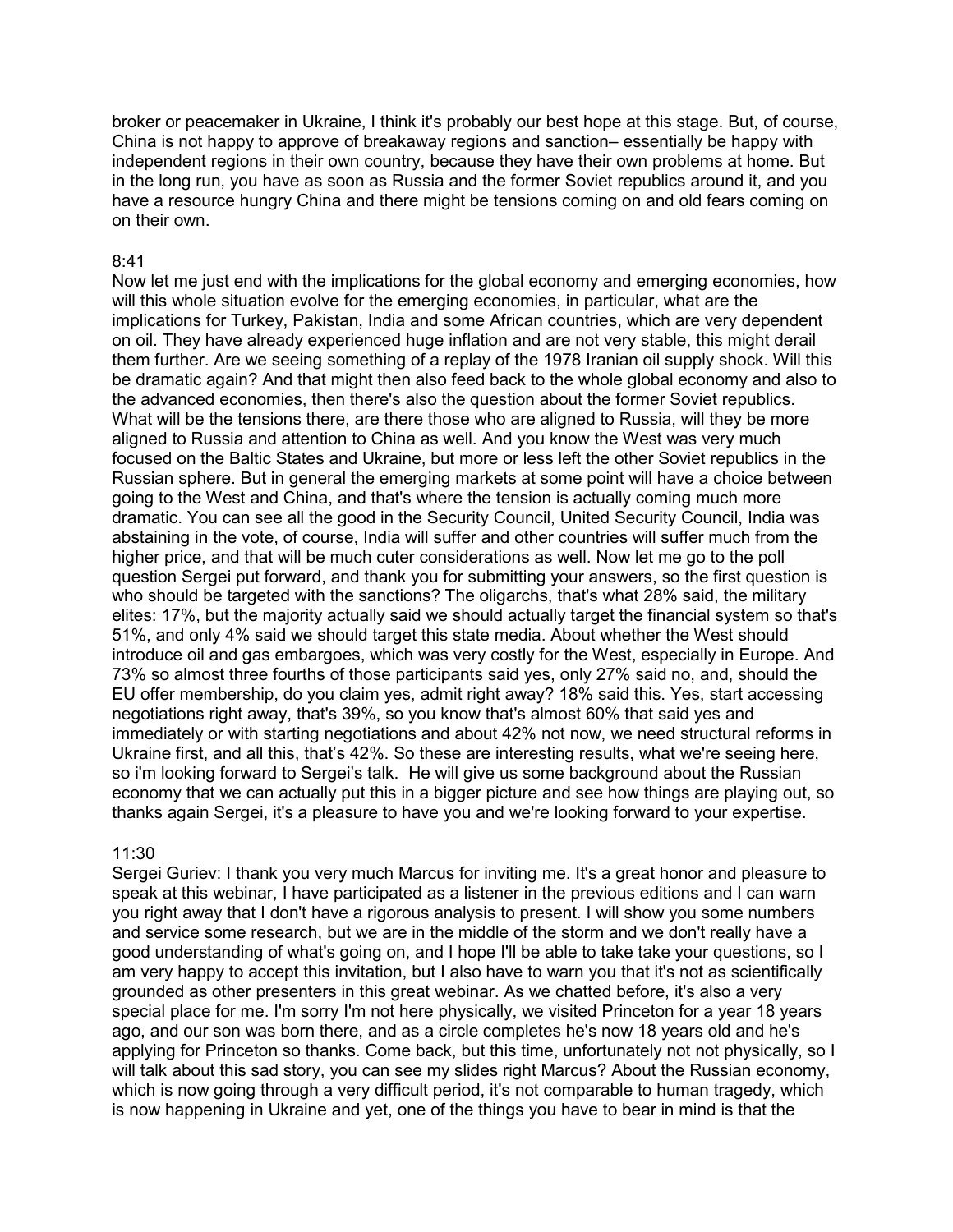broker or peacemaker in Ukraine, I think it's probably our best hope at this stage. But, of course, China is not happy to approve of breakaway regions and sanction– essentially be happy with independent regions in their own country, because they have their own problems at home. But in the long run, you have as soon as Russia and the former Soviet republics around it, and you have a resource hungry China and there might be tensions coming on and old fears coming on on their own.

8:41

Now let me just end with the implications for the global economy and emerging economies, how will this whole situation evolve for the emerging economies, in particular, what are the implications for Turkey, Pakistan, India and some African countries, which are very dependent on oil. They have already experienced huge inflation and are not very stable, this might derail them further. Are we seeing something of a replay of the 1978 Iranian oil supply shock. Will this be dramatic again? And that might then also feed back to the whole global economy and also to the advanced economies, then there's also the question about the former Soviet republics. What will be the tensions there, are there those who are aligned to Russia, will they be more aligned to Russia and attention to China as well. And you know the West was very much focused on the Baltic States and Ukraine, but more or less left the other Soviet republics in the Russian sphere. But in general the emerging markets at some point will have a choice between going to the West and China, and that's where the tension is actually coming much more dramatic. You can see all the good in the Security Council, United Security Council, India was abstaining in the vote, of course, India will suffer and other countries will suffer much from the higher price, and that will be much cuter considerations as well. Now let me go to the poll question Sergei put forward, and thank you for submitting your answers, so the first question is who should be targeted with the sanctions? The oligarchs, that's what 28% said, the military elites: 17%, but the majority actually said we should actually target the financial system so that's 51%, and only 4% said we should target this state media. About whether the West should introduce oil and gas embargoes, which was very costly for the West, especially in Europe. And 73% so almost three fourths of those participants said yes, only 27% said no, and, should the EU offer membership, do you claim yes, admit right away? 18% said this. Yes, start accessing negotiations right away, that's 39%, so you know that's almost 60% that said yes and immediately or with starting negotiations and about 42% not now, we need structural reforms in Ukraine first, and all this, that's 42%. So these are interesting results, what we're seeing here, so i'm looking forward to Sergei's talk. He will give us some background about the Russian economy that we can actually put this in a bigger picture and see how things are playing out, so thanks again Sergei, it's a pleasure to have you and we're looking forward to your expertise.

11:30

Sergei Guriev: I thank you very much Marcus for inviting me. It's a great honor and pleasure to speak at this webinar, I have participated as a listener in the previous editions and I can warn you right away that I don't have a rigorous analysis to present. I will show you some numbers and service some research, but we are in the middle of the storm and we don't really have a good understanding of what's going on, and I hope I'll be able to take take your questions, so I am very happy to accept this invitation, but I also have to warn you that it's not as scientifically grounded as other presenters in this great webinar. As we chatted before, it's also a very special place for me. I'm sorry I'm not here physically, we visited Princeton for a year 18 years ago, and our son was born there, and as a circle completes he's now 18 years old and he's applying for Princeton so thanks. Come back, but this time, unfortunately not not physically, so I will talk about this sad story, you can see my slides right Marcus? About the Russian economy, which is now going through a very difficult period, it's not comparable to human tragedy, which is now happening in Ukraine and yet, one of the things you have to bear in mind is that the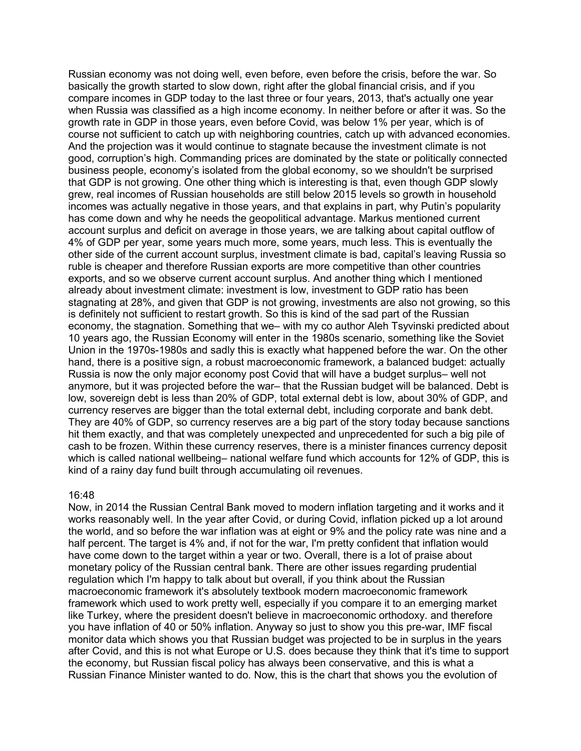Russian economy was not doing well, even before, even before the crisis, before the war. So basically the growth started to slow down, right after the global financial crisis, and if you compare incomes in GDP today to the last three or four years, 2013, that's actually one year when Russia was classified as a high income economy. In neither before or after it was. So the growth rate in GDP in those years, even before Covid, was below 1% per year, which is of course not sufficient to catch up with neighboring countries, catch up with advanced economies. And the projection was it would continue to stagnate because the investment climate is not good, corruption's high. Commanding prices are dominated by the state or politically connected business people, economy's isolated from the global economy, so we shouldn't be surprised that GDP is not growing. One other thing which is interesting is that, even though GDP slowly grew, real incomes of Russian households are still below 2015 levels so growth in household incomes was actually negative in those years, and that explains in part, why Putin's popularity has come down and why he needs the geopolitical advantage. Markus mentioned current account surplus and deficit on average in those years, we are talking about capital outflow of 4% of GDP per year, some years much more, some years, much less. This is eventually the other side of the current account surplus, investment climate is bad, capital's leaving Russia so ruble is cheaper and therefore Russian exports are more competitive than other countries exports, and so we observe current account surplus. And another thing which I mentioned already about investment climate: investment is low, investment to GDP ratio has been stagnating at 28%, and given that GDP is not growing, investments are also not growing, so this is definitely not sufficient to restart growth. So this is kind of the sad part of the Russian economy, the stagnation. Something that we– with my co author Aleh Tsyvinski predicted about 10 years ago, the Russian Economy will enter in the 1980s scenario, something like the Soviet Union in the 1970s-1980s and sadly this is exactly what happened before the war. On the other hand, there is a positive sign, a robust macroeconomic framework, a balanced budget: actually Russia is now the only major economy post Covid that will have a budget surplus– well not anymore, but it was projected before the war– that the Russian budget will be balanced. Debt is low, sovereign debt is less than 20% of GDP, total external debt is low, about 30% of GDP, and currency reserves are bigger than the total external debt, including corporate and bank debt. They are 40% of GDP, so currency reserves are a big part of the story today because sanctions hit them exactly, and that was completely unexpected and unprecedented for such a big pile of cash to be frozen. Within these currency reserves, there is a minister finances currency deposit which is called national wellbeing– national welfare fund which accounts for 12% of GDP, this is kind of a rainy day fund built through accumulating oil revenues.

16:48

Now, in 2014 the Russian Central Bank moved to modern inflation targeting and it works and it works reasonably well. In the year after Covid, or during Covid, inflation picked up a lot around the world, and so before the war inflation was at eight or 9% and the policy rate was nine and a half percent. The target is 4% and, if not for the war, I'm pretty confident that inflation would have come down to the target within a year or two. Overall, there is a lot of praise about monetary policy of the Russian central bank. There are other issues regarding prudential regulation which I'm happy to talk about but overall, if you think about the Russian macroeconomic framework it's absolutely textbook modern macroeconomic framework framework which used to work pretty well, especially if you compare it to an emerging market like Turkey, where the president doesn't believe in macroeconomic orthodoxy. and therefore you have inflation of 40 or 50% inflation. Anyway so just to show you this pre-war, IMF fiscal monitor data which shows you that Russian budget was projected to be in surplus in the years after Covid, and this is not what Europe or U.S. does because they think that it's time to support the economy, but Russian fiscal policy has always been conservative, and this is what a Russian Finance Minister wanted to do. Now, this is the chart that shows you the evolution of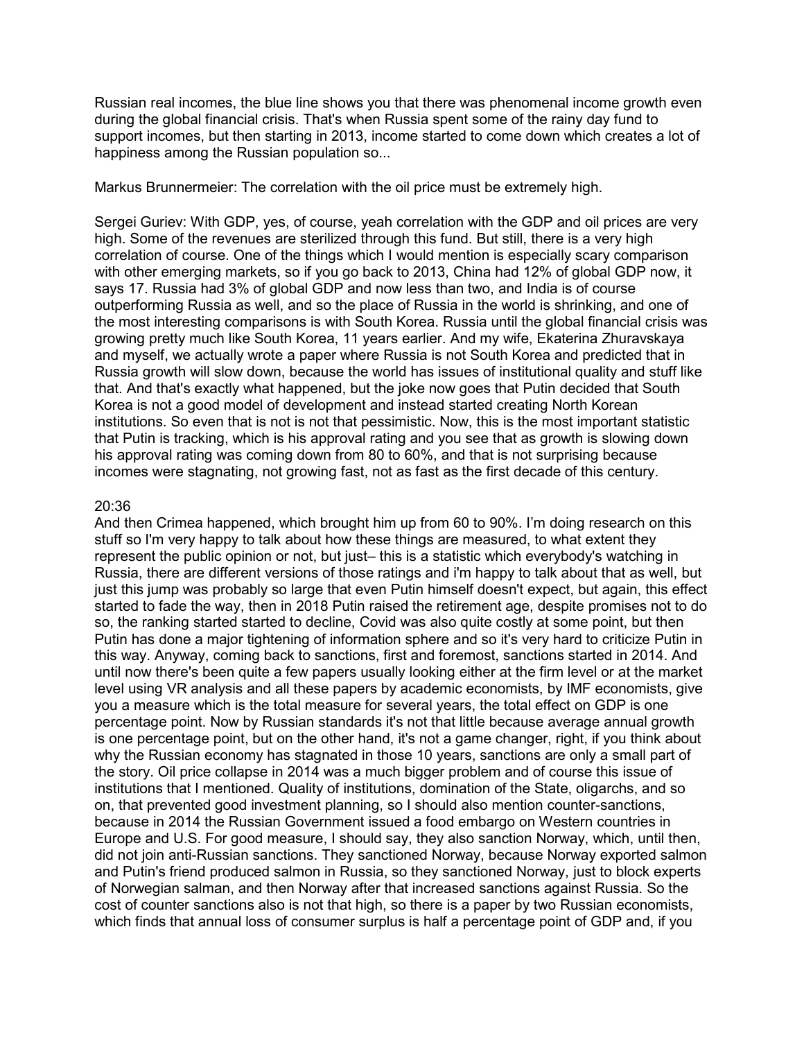Russian real incomes, the blue line shows you that there was phenomenal income growth even during the global financial crisis. That's when Russia spent some of the rainy day fund to support incomes, but then starting in 2013, income started to come down which creates a lot of happiness among the Russian population so...

Markus Brunnermeier: The correlation with the oil price must be extremely high.

Sergei Guriev: With GDP, yes, of course, yeah correlation with the GDP and oil prices are very high. Some of the revenues are sterilized through this fund. But still, there is a very high correlation of course. One of the things which I would mention is especially scary comparison with other emerging markets, so if you go back to 2013, China had 12% of global GDP now, it says 17. Russia had 3% of global GDP and now less than two, and India is of course outperforming Russia as well, and so the place of Russia in the world is shrinking, and one of the most interesting comparisons is with South Korea. Russia until the global financial crisis was growing pretty much like South Korea, 11 years earlier. And my wife, Ekaterina Zhuravskaya and myself, we actually wrote a paper where Russia is not South Korea and predicted that in Russia growth will slow down, because the world has issues of institutional quality and stuff like that. And that's exactly what happened, but the joke now goes that Putin decided that South Korea is not a good model of development and instead started creating North Korean institutions. So even that is not is not that pessimistic. Now, this is the most important statistic that Putin is tracking, which is his approval rating and you see that as growth is slowing down his approval rating was coming down from 80 to 60%, and that is not surprising because incomes were stagnating, not growing fast, not as fast as the first decade of this century.

20:36

And then Crimea happened, which brought him up from 60 to 90%. I'm doing research on this stuff so I'm very happy to talk about how these things are measured, to what extent they represent the public opinion or not, but just– this is a statistic which everybody's watching in Russia, there are different versions of those ratings and i'm happy to talk about that as well, but just this jump was probably so large that even Putin himself doesn't expect, but again, this effect started to fade the way, then in 2018 Putin raised the retirement age, despite promises not to do so, the ranking started started to decline, Covid was also quite costly at some point, but then Putin has done a major tightening of information sphere and so it's very hard to criticize Putin in this way. Anyway, coming back to sanctions, first and foremost, sanctions started in 2014. And until now there's been quite a few papers usually looking either at the firm level or at the market level using VR analysis and all these papers by academic economists, by IMF economists, give you a measure which is the total measure for several years, the total effect on GDP is one percentage point. Now by Russian standards it's not that little because average annual growth is one percentage point, but on the other hand, it's not a game changer, right, if you think about why the Russian economy has stagnated in those 10 years, sanctions are only a small part of the story. Oil price collapse in 2014 was a much bigger problem and of course this issue of institutions that I mentioned. Quality of institutions, domination of the State, oligarchs, and so on, that prevented good investment planning, so I should also mention counter-sanctions, because in 2014 the Russian Government issued a food embargo on Western countries in Europe and U.S. For good measure, I should say, they also sanction Norway, which, until then, did not join anti-Russian sanctions. They sanctioned Norway, because Norway exported salmon and Putin's friend produced salmon in Russia, so they sanctioned Norway, just to block experts of Norwegian salman, and then Norway after that increased sanctions against Russia. So the cost of counter sanctions also is not that high, so there is a paper by two Russian economists, which finds that annual loss of consumer surplus is half a percentage point of GDP and, if you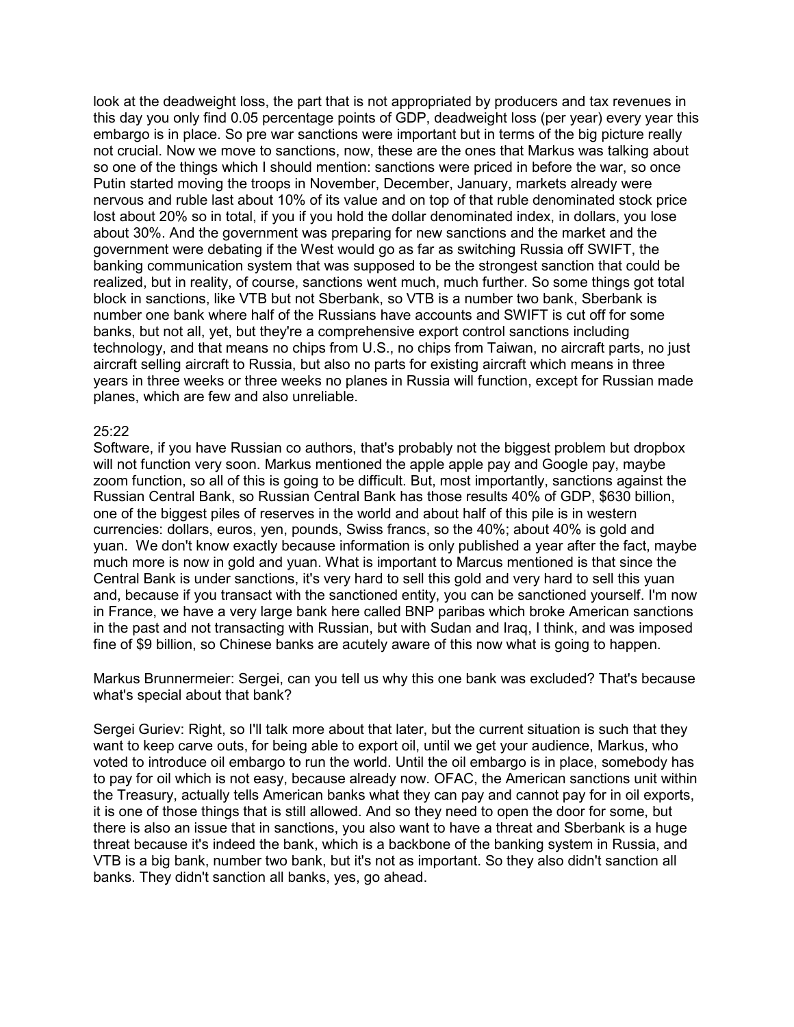look at the deadweight loss, the part that is not appropriated by producers and tax revenues in this day you only find 0.05 percentage points of GDP, deadweight loss (per year) every year this embargo is in place. So pre war sanctions were important but in terms of the big picture really not crucial. Now we move to sanctions, now, these are the ones that Markus was talking about so one of the things which I should mention: sanctions were priced in before the war, so once Putin started moving the troops in November, December, January, markets already were nervous and ruble last about 10% of its value and on top of that ruble denominated stock price lost about 20% so in total, if you if you hold the dollar denominated index, in dollars, you lose about 30%. And the government was preparing for new sanctions and the market and the government were debating if the West would go as far as switching Russia off SWIFT, the banking communication system that was supposed to be the strongest sanction that could be realized, but in reality, of course, sanctions went much, much further. So some things got total block in sanctions, like VTB but not Sberbank, so VTB is a number two bank, Sberbank is number one bank where half of the Russians have accounts and SWIFT is cut off for some banks, but not all, yet, but they're a comprehensive export control sanctions including technology, and that means no chips from U.S., no chips from Taiwan, no aircraft parts, no just aircraft selling aircraft to Russia, but also no parts for existing aircraft which means in three years in three weeks or three weeks no planes in Russia will function, except for Russian made planes, which are few and also unreliable.

25:22

Software, if you have Russian co authors, that's probably not the biggest problem but dropbox will not function very soon. Markus mentioned the apple apple pay and Google pay, maybe zoom function, so all of this is going to be difficult. But, most importantly, sanctions against the Russian Central Bank, so Russian Central Bank has those results 40% of GDP, $630 billion, one of the biggest piles of reserves in the world and about half of this pile is in western currencies: dollars, euros, yen, pounds, Swiss francs, so the 40%; about 40% is gold and yuan. We don't know exactly because information is only published a year after the fact, maybe much more is now in gold and yuan. What is important to Marcus mentioned is that since the Central Bank is under sanctions, it's very hard to sell this gold and very hard to sell this yuan and, because if you transact with the sanctioned entity, you can be sanctioned yourself. I'm now in France, we have a very large bank here called BNP paribas which broke American sanctions in the past and not transacting with Russian, but with Sudan and Iraq, I think, and was imposed fine of $9 billion, so Chinese banks are acutely aware of this now what is going to happen.

Markus Brunnermeier: Sergei, can you tell us why this one bank was excluded? That's because what's special about that bank?

Sergei Guriev: Right, so I'll talk more about that later, but the current situation is such that they want to keep carve outs, for being able to export oil, until we get your audience, Markus, who voted to introduce oil embargo to run the world. Until the oil embargo is in place, somebody has to pay for oil which is not easy, because already now. OFAC, the American sanctions unit within the Treasury, actually tells American banks what they can pay and cannot pay for in oil exports, it is one of those things that is still allowed. And so they need to open the door for some, but there is also an issue that in sanctions, you also want to have a threat and Sberbank is a huge threat because it's indeed the bank, which is a backbone of the banking system in Russia, and VTB is a big bank, number two bank, but it's not as important. So they also didn't sanction all banks. They didn't sanction all banks, yes, go ahead.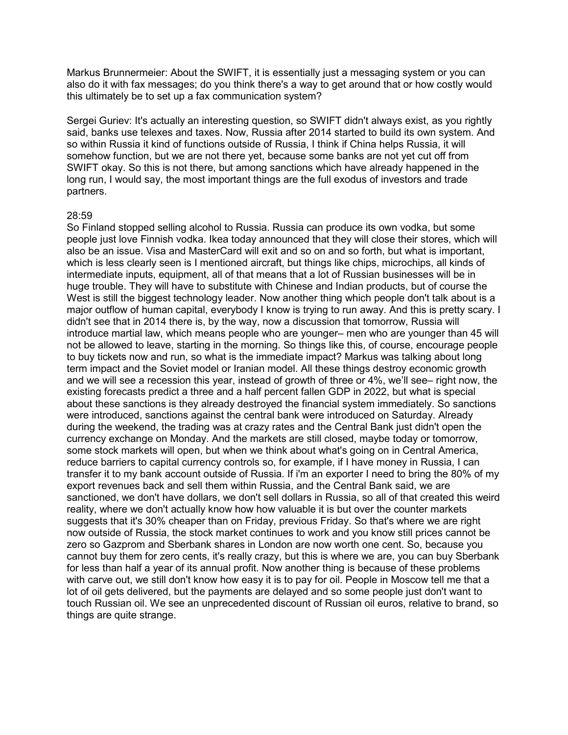Markus Brunnermeier: About the SWIFT, it is essentially just a messaging system or you can also do it with fax messages; do you think there's a way to get around that or how costly would this ultimately be to set up a fax communication system?

Sergei Guriev: It's actually an interesting question, so SWIFT didn't always exist, as you rightly said, banks use telexes and taxes. Now, Russia after 2014 started to build its own system. And so within Russia it kind of functions outside of Russia, I think if China helps Russia, it will somehow function, but we are not there yet, because some banks are not yet cut off from SWIFT okay. So this is not there, but among sanctions which have already happened in the long run, I would say, the most important things are the full exodus of investors and trade partners.

28:59

So Finland stopped selling alcohol to Russia. Russia can produce its own vodka, but some people just love Finnish vodka. Ikea today announced that they will close their stores, which will also be an issue. Visa and MasterCard will exit and so on and so forth, but what is important, which is less clearly seen is I mentioned aircraft, but things like chips, microchips, all kinds of intermediate inputs, equipment, all of that means that a lot of Russian businesses will be in huge trouble. They will have to substitute with Chinese and Indian products, but of course the West is still the biggest technology leader. Now another thing which people don't talk about is a major outflow of human capital, everybody I know is trying to run away. And this is pretty scary. I didn't see that in 2014 there is, by the way, now a discussion that tomorrow, Russia will introduce martial law, which means people who are younger– men who are younger than 45 will not be allowed to leave, starting in the morning. So things like this, of course, encourage people to buy tickets now and run, so what is the immediate impact? Markus was talking about long term impact and the Soviet model or Iranian model. All these things destroy economic growth and we will see a recession this year, instead of growth of three or 4%, we'll see– right now, the existing forecasts predict a three and a half percent fallen GDP in 2022, but what is special about these sanctions is they already destroyed the financial system immediately. So sanctions were introduced, sanctions against the central bank were introduced on Saturday. Already during the weekend, the trading was at crazy rates and the Central Bank just didn't open the currency exchange on Monday. And the markets are still closed, maybe today or tomorrow, some stock markets will open, but when we think about what's going on in Central America, reduce barriers to capital currency controls so, for example, if I have money in Russia, I can transfer it to my bank account outside of Russia. If i'm an exporter I need to bring the 80% of my export revenues back and sell them within Russia, and the Central Bank said, we are sanctioned, we don't have dollars, we don't sell dollars in Russia, so all of that created this weird reality, where we don't actually know how how valuable it is but over the counter markets suggests that it's 30% cheaper than on Friday, previous Friday. So that's where we are right now outside of Russia, the stock market continues to work and you know still prices cannot be zero so Gazprom and Sberbank shares in London are now worth one cent. So, because you cannot buy them for zero cents, it's really crazy, but this is where we are, you can buy Sberbank for less than half a year of its annual profit. Now another thing is because of these problems with carve out, we still don't know how easy it is to pay for oil. People in Moscow tell me that a lot of oil gets delivered, but the payments are delayed and so some people just don't want to touch Russian oil. We see an unprecedented discount of Russian oil euros, relative to brand, so things are quite strange.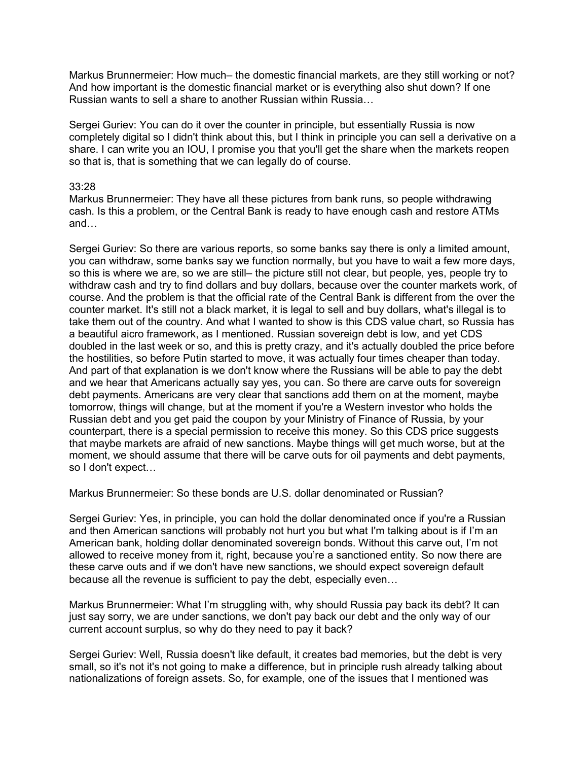Markus Brunnermeier: How much– the domestic financial markets, are they still working or not? And how important is the domestic financial market or is everything also shut down? If one Russian wants to sell a share to another Russian within Russia…

Sergei Guriev: You can do it over the counter in principle, but essentially Russia is now completely digital so I didn't think about this, but I think in principle you can sell a derivative on a share. I can write you an IOU, I promise you that you'll get the share when the markets reopen so that is, that is something that we can legally do of course.

33:28

Markus Brunnermeier: They have all these pictures from bank runs, so people withdrawing cash. Is this a problem, or the Central Bank is ready to have enough cash and restore ATMs and…

Sergei Guriev: So there are various reports, so some banks say there is only a limited amount, you can withdraw, some banks say we function normally, but you have to wait a few more days, so this is where we are, so we are still– the picture still not clear, but people, yes, people try to withdraw cash and try to find dollars and buy dollars, because over the counter markets work, of course. And the problem is that the official rate of the Central Bank is different from the over the counter market. It's still not a black market, it is legal to sell and buy dollars, what's illegal is to take them out of the country. And what I wanted to show is this CDS value chart, so Russia has a beautiful aicro framework, as I mentioned. Russian sovereign debt is low, and yet CDS doubled in the last week or so, and this is pretty crazy, and it's actually doubled the price before the hostilities, so before Putin started to move, it was actually four times cheaper than today. And part of that explanation is we don't know where the Russians will be able to pay the debt and we hear that Americans actually say yes, you can. So there are carve outs for sovereign debt payments. Americans are very clear that sanctions add them on at the moment, maybe tomorrow, things will change, but at the moment if you're a Western investor who holds the Russian debt and you get paid the coupon by your Ministry of Finance of Russia, by your counterpart, there is a special permission to receive this money. So this CDS price suggests that maybe markets are afraid of new sanctions. Maybe things will get much worse, but at the moment, we should assume that there will be carve outs for oil payments and debt payments, so I don't expect…

Markus Brunnermeier: So these bonds are U.S. dollar denominated or Russian?

Sergei Guriev: Yes, in principle, you can hold the dollar denominated once if you're a Russian and then American sanctions will probably not hurt you but what I'm talking about is if I'm an American bank, holding dollar denominated sovereign bonds. Without this carve out, I'm not allowed to receive money from it, right, because you're a sanctioned entity. So now there are these carve outs and if we don't have new sanctions, we should expect sovereign default because all the revenue is sufficient to pay the debt, especially even…

Markus Brunnermeier: What I'm struggling with, why should Russia pay back its debt? It can just say sorry, we are under sanctions, we don't pay back our debt and the only way of our current account surplus, so why do they need to pay it back?

Sergei Guriev: Well, Russia doesn't like default, it creates bad memories, but the debt is very small, so it's not it's not going to make a difference, but in principle rush already talking about nationalizations of foreign assets. So, for example, one of the issues that I mentioned was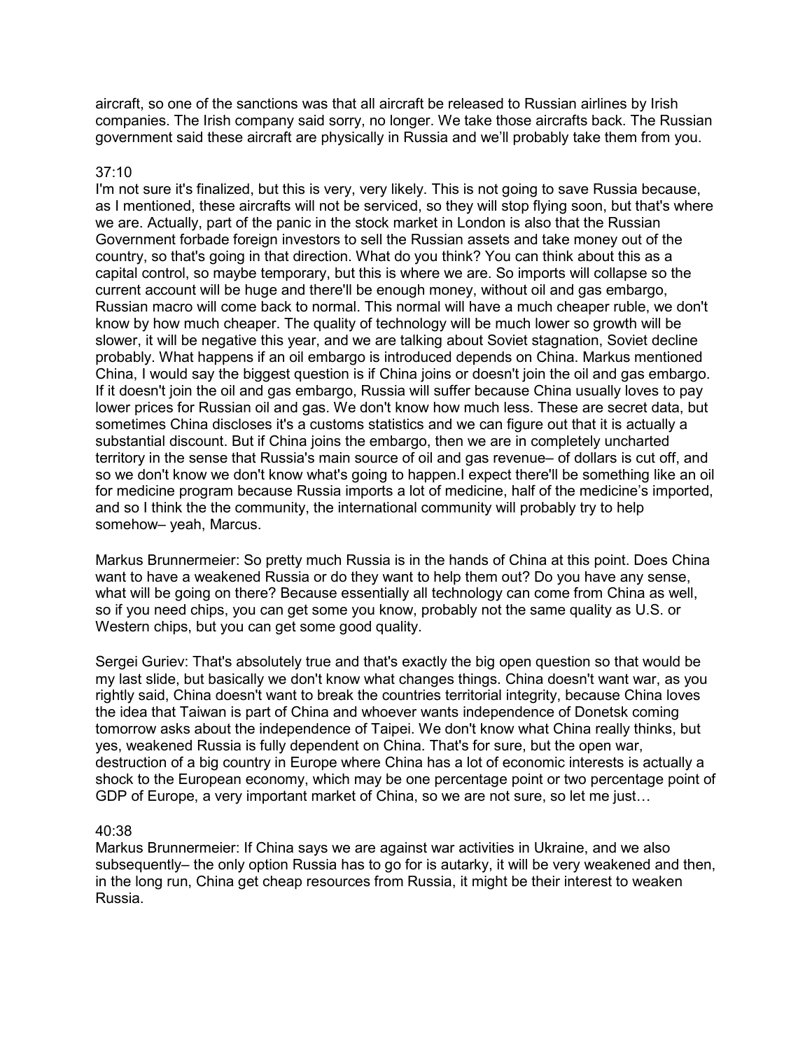aircraft, so one of the sanctions was that all aircraft be released to Russian airlines by Irish companies. The Irish company said sorry, no longer. We take those aircrafts back. The Russian government said these aircraft are physically in Russia and we'll probably take them from you.

37:10

I'm not sure it's finalized, but this is very, very likely. This is not going to save Russia because, as I mentioned, these aircrafts will not be serviced, so they will stop flying soon, but that's where we are. Actually, part of the panic in the stock market in London is also that the Russian Government forbade foreign investors to sell the Russian assets and take money out of the country, so that's going in that direction. What do you think? You can think about this as a capital control, so maybe temporary, but this is where we are. So imports will collapse so the current account will be huge and there'll be enough money, without oil and gas embargo, Russian macro will come back to normal. This normal will have a much cheaper ruble, we don't know by how much cheaper. The quality of technology will be much lower so growth will be slower, it will be negative this year, and we are talking about Soviet stagnation, Soviet decline probably. What happens if an oil embargo is introduced depends on China. Markus mentioned China, I would say the biggest question is if China joins or doesn't join the oil and gas embargo. If it doesn't join the oil and gas embargo, Russia will suffer because China usually loves to pay lower prices for Russian oil and gas. We don't know how much less. These are secret data, but sometimes China discloses it's a customs statistics and we can figure out that it is actually a substantial discount. But if China joins the embargo, then we are in completely uncharted territory in the sense that Russia's main source of oil and gas revenue– of dollars is cut off, and so we don't know we don't know what's going to happen.I expect there'll be something like an oil for medicine program because Russia imports a lot of medicine, half of the medicine's imported, and so I think the the community, the international community will probably try to help somehow– yeah, Marcus.

Markus Brunnermeier: So pretty much Russia is in the hands of China at this point. Does China want to have a weakened Russia or do they want to help them out? Do you have any sense, what will be going on there? Because essentially all technology can come from China as well, so if you need chips, you can get some you know, probably not the same quality as U.S. or Western chips, but you can get some good quality.

Sergei Guriev: That's absolutely true and that's exactly the big open question so that would be my last slide, but basically we don't know what changes things. China doesn't want war, as you rightly said, China doesn't want to break the countries territorial integrity, because China loves the idea that Taiwan is part of China and whoever wants independence of Donetsk coming tomorrow asks about the independence of Taipei. We don't know what China really thinks, but yes, weakened Russia is fully dependent on China. That's for sure, but the open war, destruction of a big country in Europe where China has a lot of economic interests is actually a shock to the European economy, which may be one percentage point or two percentage point of GDP of Europe, a very important market of China, so we are not sure, so let me just…

40:38

Markus Brunnermeier: If China says we are against war activities in Ukraine, and we also subsequently– the only option Russia has to go for is autarky, it will be very weakened and then, in the long run, China get cheap resources from Russia, it might be their interest to weaken Russia.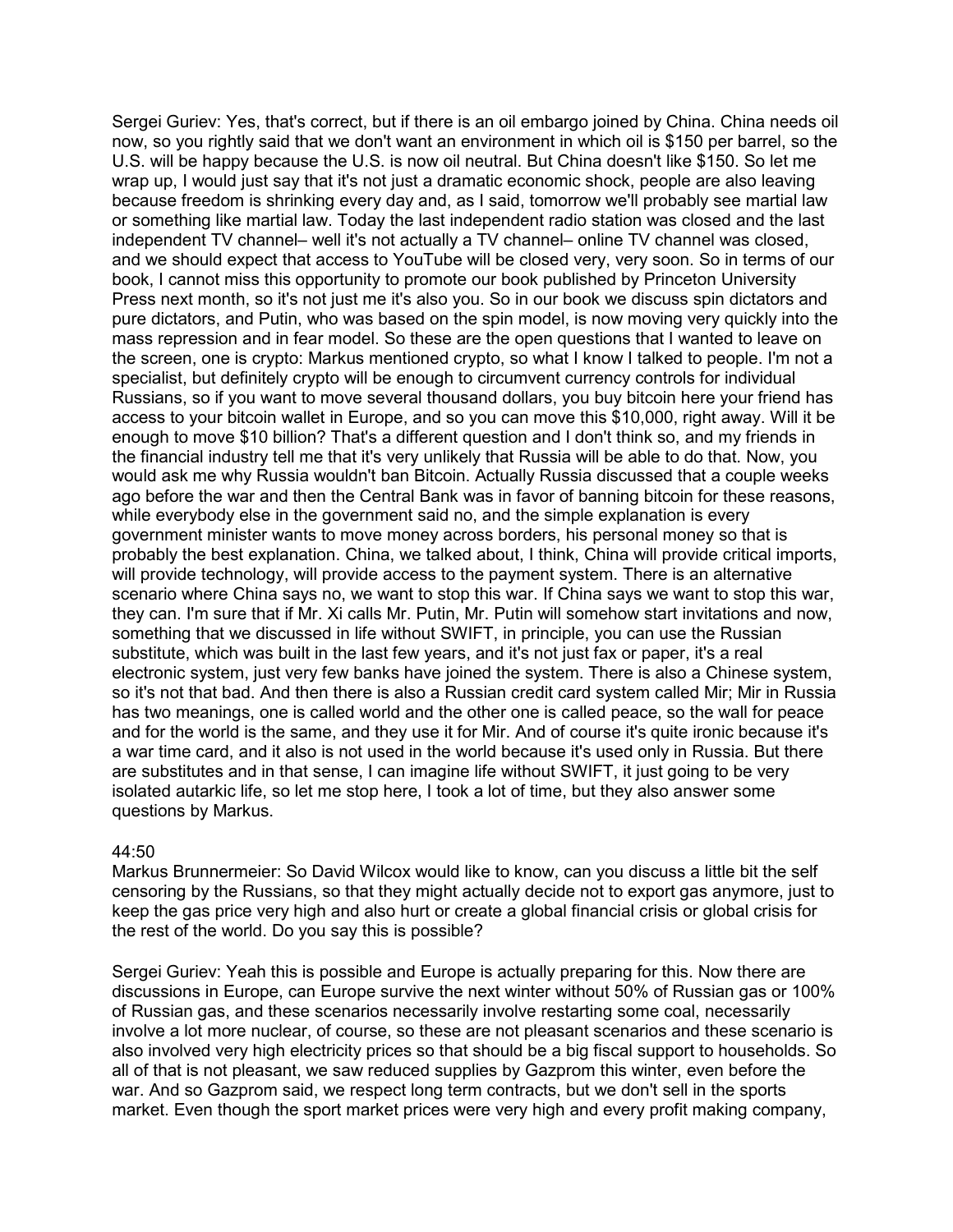Sergei Guriev: Yes, that's correct, but if there is an oil embargo joined by China. China needs oil now, so you rightly said that we don't want an environment in which oil is $150 per barrel, so the U.S. will be happy because the U.S. is now oil neutral. But China doesn't like $150. So let me wrap up, I would just say that it's not just a dramatic economic shock, people are also leaving because freedom is shrinking every day and, as I said, tomorrow we'll probably see martial law or something like martial law. Today the last independent radio station was closed and the last independent TV channel– well it's not actually a TV channel– online TV channel was closed, and we should expect that access to YouTube will be closed very, very soon. So in terms of our book, I cannot miss this opportunity to promote our book published by Princeton University Press next month, so it's not just me it's also you. So in our book we discuss spin dictators and pure dictators, and Putin, who was based on the spin model, is now moving very quickly into the mass repression and in fear model. So these are the open questions that I wanted to leave on the screen, one is crypto: Markus mentioned crypto, so what I know I talked to people. I'm not a specialist, but definitely crypto will be enough to circumvent currency controls for individual Russians, so if you want to move several thousand dollars, you buy bitcoin here your friend has access to your bitcoin wallet in Europe, and so you can move this $10,000, right away. Will it be enough to move $10 billion? That's a different question and I don't think so, and my friends in the financial industry tell me that it's very unlikely that Russia will be able to do that. Now, you would ask me why Russia wouldn't ban Bitcoin. Actually Russia discussed that a couple weeks ago before the war and then the Central Bank was in favor of banning bitcoin for these reasons, while everybody else in the government said no, and the simple explanation is every government minister wants to move money across borders, his personal money so that is probably the best explanation. China, we talked about, I think, China will provide critical imports, will provide technology, will provide access to the payment system. There is an alternative scenario where China says no, we want to stop this war. If China says we want to stop this war, they can. I'm sure that if Mr. Xi calls Mr. Putin, Mr. Putin will somehow start invitations and now, something that we discussed in life without SWIFT, in principle, you can use the Russian substitute, which was built in the last few years, and it's not just fax or paper, it's a real electronic system, just very few banks have joined the system. There is also a Chinese system, so it's not that bad. And then there is also a Russian credit card system called Mir; Mir in Russia has two meanings, one is called world and the other one is called peace, so the wall for peace and for the world is the same, and they use it for Mir. And of course it's quite ironic because it's a war time card, and it also is not used in the world because it's used only in Russia. But there are substitutes and in that sense, I can imagine life without SWIFT, it just going to be very isolated autarkic life, so let me stop here, I took a lot of time, but they also answer some questions by Markus.

44:50

Markus Brunnermeier: So David Wilcox would like to know, can you discuss a little bit the self censoring by the Russians, so that they might actually decide not to export gas anymore, just to keep the gas price very high and also hurt or create a global financial crisis or global crisis for the rest of the world. Do you say this is possible?

Sergei Guriev: Yeah this is possible and Europe is actually preparing for this. Now there are discussions in Europe, can Europe survive the next winter without 50% of Russian gas or 100% of Russian gas, and these scenarios necessarily involve restarting some coal, necessarily involve a lot more nuclear, of course, so these are not pleasant scenarios and these scenario is also involved very high electricity prices so that should be a big fiscal support to households. So all of that is not pleasant, we saw reduced supplies by Gazprom this winter, even before the war. And so Gazprom said, we respect long term contracts, but we don't sell in the sports market. Even though the sport market prices were very high and every profit making company,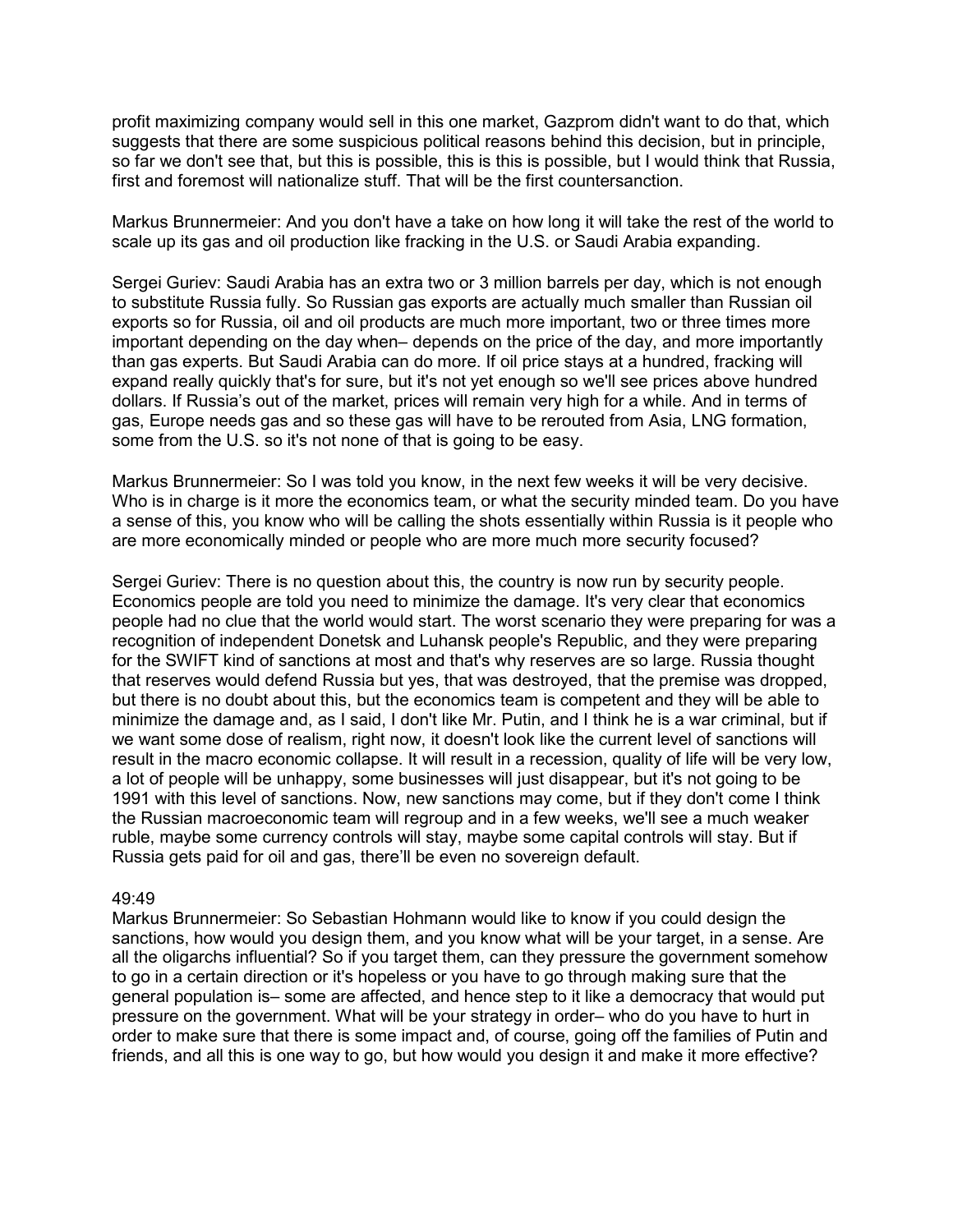profit maximizing company would sell in this one market, Gazprom didn't want to do that, which suggests that there are some suspicious political reasons behind this decision, but in principle, so far we don't see that, but this is possible, this is this is possible, but I would think that Russia, first and foremost will nationalize stuff. That will be the first countersanction.

Markus Brunnermeier: And you don't have a take on how long it will take the rest of the world to scale up its gas and oil production like fracking in the U.S. or Saudi Arabia expanding.

Sergei Guriev: Saudi Arabia has an extra two or 3 million barrels per day, which is not enough to substitute Russia fully. So Russian gas exports are actually much smaller than Russian oil exports so for Russia, oil and oil products are much more important, two or three times more important depending on the day when– depends on the price of the day, and more importantly than gas experts. But Saudi Arabia can do more. If oil price stays at a hundred, fracking will expand really quickly that's for sure, but it's not yet enough so we'll see prices above hundred dollars. If Russia's out of the market, prices will remain very high for a while. And in terms of gas, Europe needs gas and so these gas will have to be rerouted from Asia, LNG formation, some from the U.S. so it's not none of that is going to be easy.

Markus Brunnermeier: So I was told you know, in the next few weeks it will be very decisive. Who is in charge is it more the economics team, or what the security minded team. Do you have a sense of this, you know who will be calling the shots essentially within Russia is it people who are more economically minded or people who are more much more security focused?

Sergei Guriev: There is no question about this, the country is now run by security people. Economics people are told you need to minimize the damage. It's very clear that economics people had no clue that the world would start. The worst scenario they were preparing for was a recognition of independent Donetsk and Luhansk people's Republic, and they were preparing for the SWIFT kind of sanctions at most and that's why reserves are so large. Russia thought that reserves would defend Russia but yes, that was destroyed, that the premise was dropped, but there is no doubt about this, but the economics team is competent and they will be able to minimize the damage and, as I said, I don't like Mr. Putin, and I think he is a war criminal, but if we want some dose of realism, right now, it doesn't look like the current level of sanctions will result in the macro economic collapse. It will result in a recession, quality of life will be very low, a lot of people will be unhappy, some businesses will just disappear, but it's not going to be 1991 with this level of sanctions. Now, new sanctions may come, but if they don't come I think the Russian macroeconomic team will regroup and in a few weeks, we'll see a much weaker ruble, maybe some currency controls will stay, maybe some capital controls will stay. But if Russia gets paid for oil and gas, there'll be even no sovereign default.

49:49

Markus Brunnermeier: So Sebastian Hohmann would like to know if you could design the sanctions, how would you design them, and you know what will be your target, in a sense. Are all the oligarchs influential? So if you target them, can they pressure the government somehow to go in a certain direction or it's hopeless or you have to go through making sure that the general population is– some are affected, and hence step to it like a democracy that would put pressure on the government. What will be your strategy in order– who do you have to hurt in order to make sure that there is some impact and, of course, going off the families of Putin and friends, and all this is one way to go, but how would you design it and make it more effective?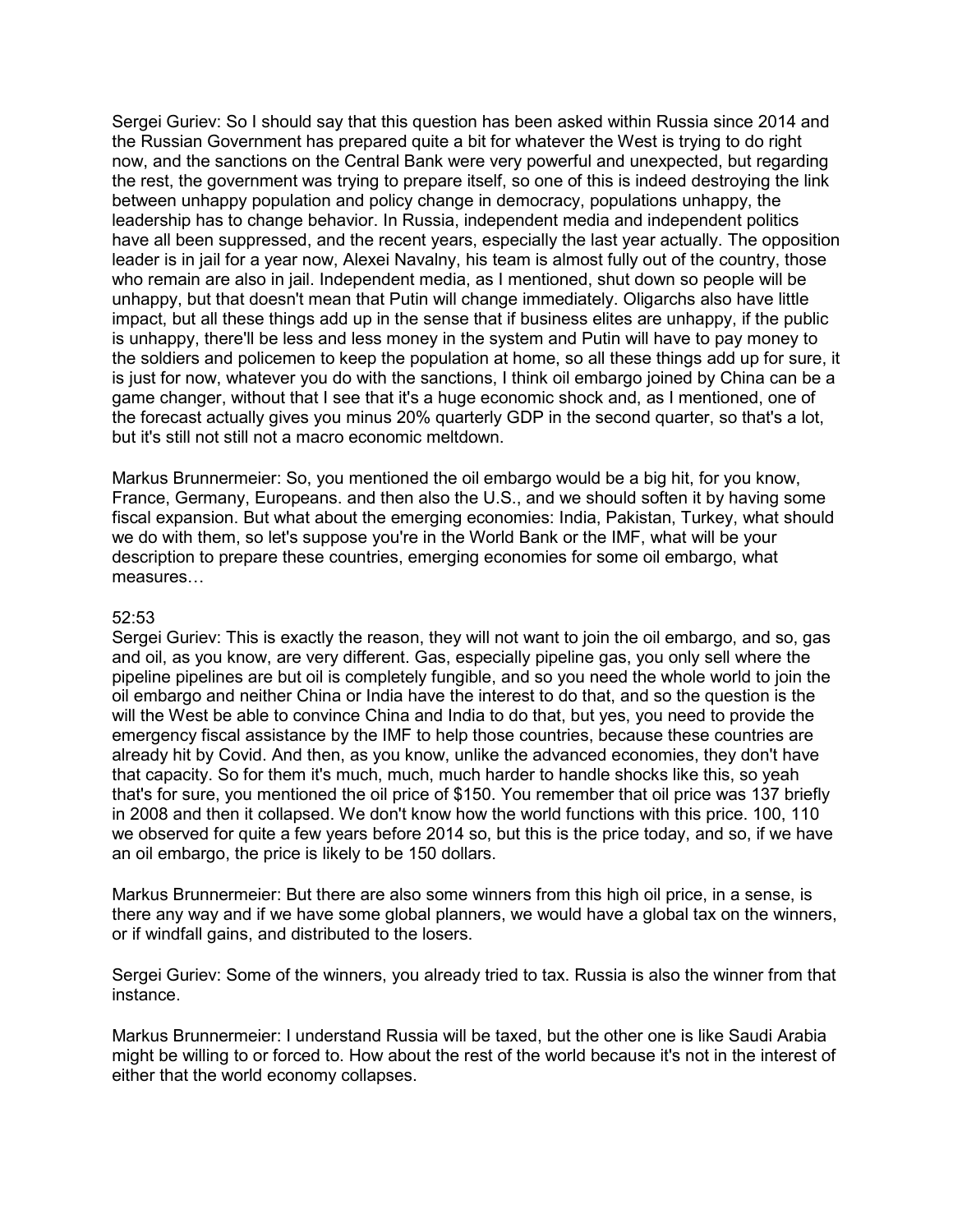Sergei Guriev: So I should say that this question has been asked within Russia since 2014 and the Russian Government has prepared quite a bit for whatever the West is trying to do right now, and the sanctions on the Central Bank were very powerful and unexpected, but regarding the rest, the government was trying to prepare itself, so one of this is indeed destroying the link between unhappy population and policy change in democracy, populations unhappy, the leadership has to change behavior. In Russia, independent media and independent politics have all been suppressed, and the recent years, especially the last year actually. The opposition leader is in jail for a year now, Alexei Navalny, his team is almost fully out of the country, those who remain are also in jail. Independent media, as I mentioned, shut down so people will be unhappy, but that doesn't mean that Putin will change immediately. Oligarchs also have little impact, but all these things add up in the sense that if business elites are unhappy, if the public is unhappy, there'll be less and less money in the system and Putin will have to pay money to the soldiers and policemen to keep the population at home, so all these things add up for sure, it is just for now, whatever you do with the sanctions, I think oil embargo joined by China can be a game changer, without that I see that it's a huge economic shock and, as I mentioned, one of the forecast actually gives you minus 20% quarterly GDP in the second quarter, so that's a lot, but it's still not still not a macro economic meltdown.

Markus Brunnermeier: So, you mentioned the oil embargo would be a big hit, for you know, France, Germany, Europeans. and then also the U.S., and we should soften it by having some fiscal expansion. But what about the emerging economies: India, Pakistan, Turkey, what should we do with them, so let's suppose you're in the World Bank or the IMF, what will be your description to prepare these countries, emerging economies for some oil embargo, what measures…

52:53

Sergei Guriev: This is exactly the reason, they will not want to join the oil embargo, and so, gas and oil, as you know, are very different. Gas, especially pipeline gas, you only sell where the pipeline pipelines are but oil is completely fungible, and so you need the whole world to join the oil embargo and neither China or India have the interest to do that, and so the question is the will the West be able to convince China and India to do that, but yes, you need to provide the emergency fiscal assistance by the IMF to help those countries, because these countries are already hit by Covid. And then, as you know, unlike the advanced economies, they don't have that capacity. So for them it's much, much, much harder to handle shocks like this, so yeah that's for sure, you mentioned the oil price of $150. You remember that oil price was 137 briefly in 2008 and then it collapsed. We don't know how the world functions with this price. 100, 110 we observed for quite a few years before 2014 so, but this is the price today, and so, if we have an oil embargo, the price is likely to be 150 dollars.

Markus Brunnermeier: But there are also some winners from this high oil price, in a sense, is there any way and if we have some global planners, we would have a global tax on the winners, or if windfall gains, and distributed to the losers.

Sergei Guriev: Some of the winners, you already tried to tax. Russia is also the winner from that instance.

Markus Brunnermeier: I understand Russia will be taxed, but the other one is like Saudi Arabia might be willing to or forced to. How about the rest of the world because it's not in the interest of either that the world economy collapses.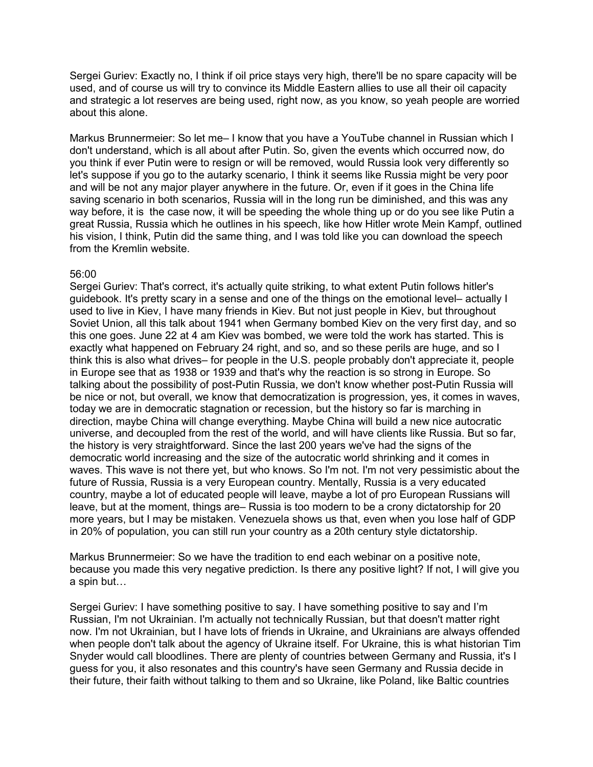Sergei Guriev: Exactly no, I think if oil price stays very high, there'll be no spare capacity will be used, and of course us will try to convince its Middle Eastern allies to use all their oil capacity and strategic a lot reserves are being used, right now, as you know, so yeah people are worried about this alone.

Markus Brunnermeier: So let me– I know that you have a YouTube channel in Russian which I don't understand, which is all about after Putin. So, given the events which occurred now, do you think if ever Putin were to resign or will be removed, would Russia look very differently so let's suppose if you go to the autarky scenario, I think it seems like Russia might be very poor and will be not any major player anywhere in the future. Or, even if it goes in the China life saving scenario in both scenarios, Russia will in the long run be diminished, and this was any way before, it is the case now, it will be speeding the whole thing up or do you see like Putin a great Russia, Russia which he outlines in his speech, like how Hitler wrote Mein Kampf, outlined his vision, I think, Putin did the same thing, and I was told like you can download the speech from the Kremlin website.

56:00

Sergei Guriev: That's correct, it's actually quite striking, to what extent Putin follows hitler's guidebook. It's pretty scary in a sense and one of the things on the emotional level– actually I used to live in Kiev, I have many friends in Kiev. But not just people in Kiev, but throughout Soviet Union, all this talk about 1941 when Germany bombed Kiev on the very first day, and so this one goes. June 22 at 4 am Kiev was bombed, we were told the work has started. This is exactly what happened on February 24 right, and so, and so these perils are huge, and so I think this is also what drives– for people in the U.S. people probably don't appreciate it, people in Europe see that as 1938 or 1939 and that's why the reaction is so strong in Europe. So talking about the possibility of post-Putin Russia, we don't know whether post-Putin Russia will be nice or not, but overall, we know that democratization is progression, yes, it comes in waves, today we are in democratic stagnation or recession, but the history so far is marching in direction, maybe China will change everything. Maybe China will build a new nice autocratic universe, and decoupled from the rest of the world, and will have clients like Russia. But so far, the history is very straightforward. Since the last 200 years we've had the signs of the democratic world increasing and the size of the autocratic world shrinking and it comes in waves. This wave is not there yet, but who knows. So I'm not. I'm not very pessimistic about the future of Russia, Russia is a very European country. Mentally, Russia is a very educated country, maybe a lot of educated people will leave, maybe a lot of pro European Russians will leave, but at the moment, things are– Russia is too modern to be a crony dictatorship for 20 more years, but I may be mistaken. Venezuela shows us that, even when you lose half of GDP in 20% of population, you can still run your country as a 20th century style dictatorship.

Markus Brunnermeier: So we have the tradition to end each webinar on a positive note, because you made this very negative prediction. Is there any positive light? If not, I will give you a spin but…

Sergei Guriev: I have something positive to say. I have something positive to say and I'm Russian, I'm not Ukrainian. I'm actually not technically Russian, but that doesn't matter right now. I'm not Ukrainian, but I have lots of friends in Ukraine, and Ukrainians are always offended when people don't talk about the agency of Ukraine itself. For Ukraine, this is what historian Tim Snyder would call bloodlines. There are plenty of countries between Germany and Russia, it's I guess for you, it also resonates and this country's have seen Germany and Russia decide in their future, their faith without talking to them and so Ukraine, like Poland, like Baltic countries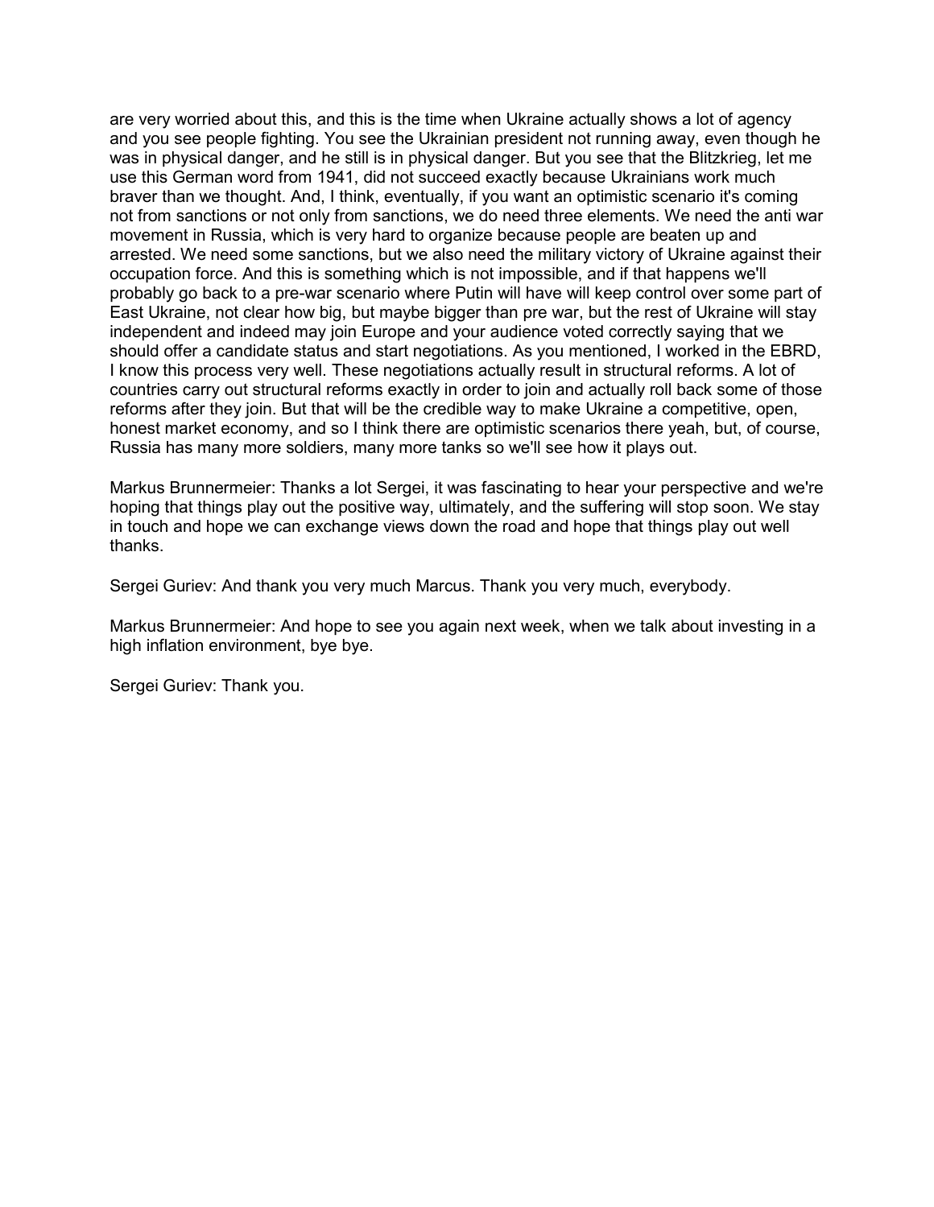are very worried about this, and this is the time when Ukraine actually shows a lot of agency and you see people fighting. You see the Ukrainian president not running away, even though he was in physical danger, and he still is in physical danger. But you see that the Blitzkrieg, let me use this German word from 1941, did not succeed exactly because Ukrainians work much braver than we thought. And, I think, eventually, if you want an optimistic scenario it's coming not from sanctions or not only from sanctions, we do need three elements. We need the anti war movement in Russia, which is very hard to organize because people are beaten up and arrested. We need some sanctions, but we also need the military victory of Ukraine against their occupation force. And this is something which is not impossible, and if that happens we'll probably go back to a pre-war scenario where Putin will have will keep control over some part of East Ukraine, not clear how big, but maybe bigger than pre war, but the rest of Ukraine will stay independent and indeed may join Europe and your audience voted correctly saying that we should offer a candidate status and start negotiations. As you mentioned, I worked in the EBRD, I know this process very well. These negotiations actually result in structural reforms. A lot of countries carry out structural reforms exactly in order to join and actually roll back some of those reforms after they join. But that will be the credible way to make Ukraine a competitive, open, honest market economy, and so I think there are optimistic scenarios there yeah, but, of course, Russia has many more soldiers, many more tanks so we'll see how it plays out.

Markus Brunnermeier: Thanks a lot Sergei, it was fascinating to hear your perspective and we're hoping that things play out the positive way, ultimately, and the suffering will stop soon. We stay in touch and hope we can exchange views down the road and hope that things play out well thanks.

Sergei Guriev: And thank you very much Marcus. Thank you very much, everybody.

Markus Brunnermeier: And hope to see you again next week, when we talk about investing in a high inflation environment, bye bye.

Sergei Guriev: Thank you.